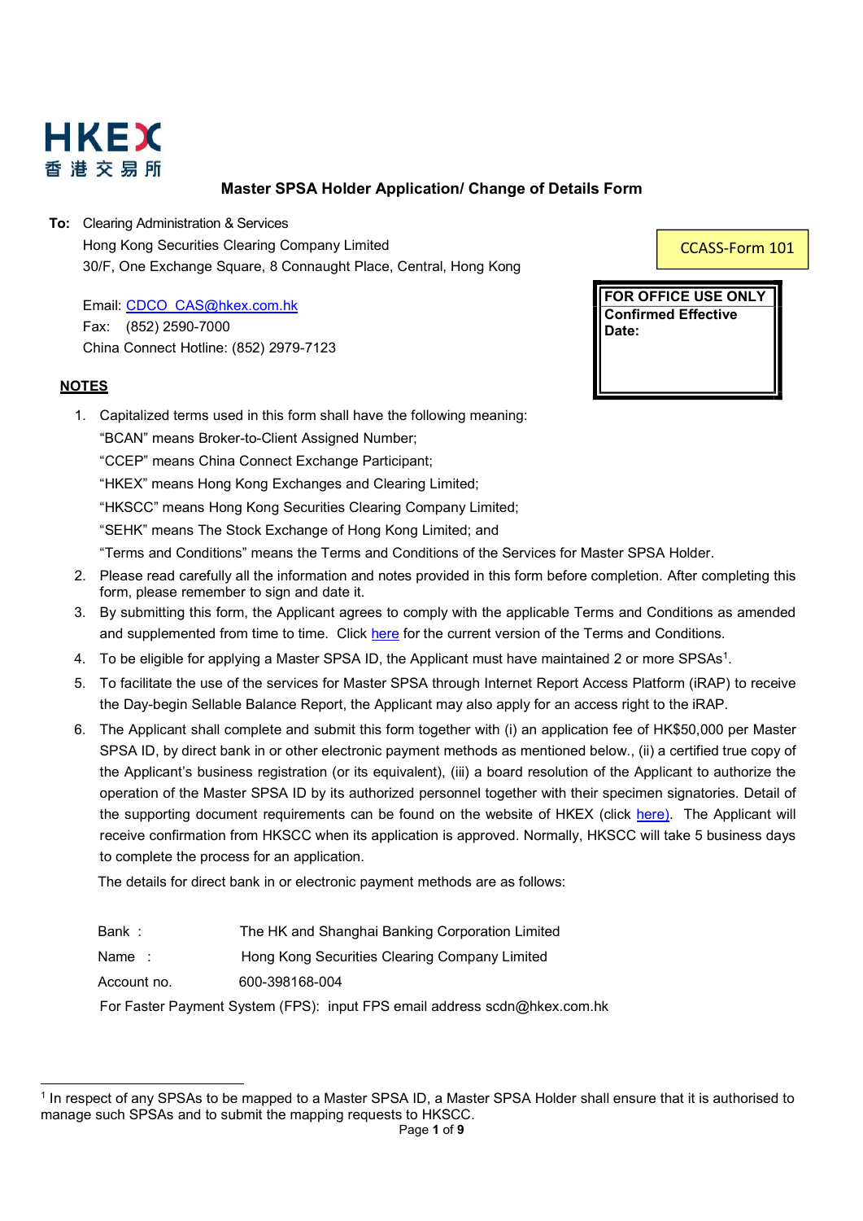HKEX 香港交易所

# Master SPSA Holder Application/ Change of Details Form

CCASS-Form 101

| FOR OFFICE USE ONLY |
|---|
| Confirmed Effective Date: |

**To:** Clearing Administration & Services
Hong Kong Securities Clearing Company Limited
30/F, One Exchange Square, 8 Connaught Place, Central, Hong Kong

Email: CDCO_CAS@hkex.com.hk
Fax: (852) 2590-7000
China Connect Hotline: (852) 2979-7123

## NOTES

1. Capitalized terms used in this form shall have the following meaning:
   "BCAN" means Broker-to-Client Assigned Number;
   "CCEP" means China Connect Exchange Participant;
   "HKEX" means Hong Kong Exchanges and Clearing Limited;
   "HKSCC" means Hong Kong Securities Clearing Company Limited;
   "SEHK" means The Stock Exchange of Hong Kong Limited; and
   "Terms and Conditions" means the Terms and Conditions of the Services for Master SPSA Holder.
2. Please read carefully all the information and notes provided in this form before completion. After completing this form, please remember to sign and date it.
3. By submitting this form, the Applicant agrees to comply with the applicable Terms and Conditions as amended and supplemented from time to time. Click here for the current version of the Terms and Conditions.
4. To be eligible for applying a Master SPSA ID, the Applicant must have maintained 2 or more SPSAs[1].
5. To facilitate the use of the services for Master SPSA through Internet Report Access Platform (iRAP) to receive the Day-begin Sellable Balance Report, the Applicant may also apply for an access right to the iRAP.
6. The Applicant shall complete and submit this form together with (i) an application fee of HK$50,000 per Master SPSA ID, by direct bank in or other electronic payment methods as mentioned below., (ii) a certified true copy of the Applicant's business registration (or its equivalent), (iii) a board resolution of the Applicant to authorize the operation of the Master SPSA ID by its authorized personnel together with their specimen signatories. Detail of the supporting document requirements can be found on the website of HKEX (click here). The Applicant will receive confirmation from HKSCC when its application is approved. Normally, HKSCC will take 5 business days to complete the process for an application.

   The details for direct bank in or electronic payment methods are as follows:

   Bank : The HK and Shanghai Banking Corporation Limited
   Name : Hong Kong Securities Clearing Company Limited
   Account no. 600-398168-004
   For Faster Payment System (FPS): input FPS email address scdn@hkex.com.hk

[1] In respect of any SPSAs to be mapped to a Master SPSA ID, a Master SPSA Holder shall ensure that it is authorised to manage such SPSAs and to submit the mapping requests to HKSCC.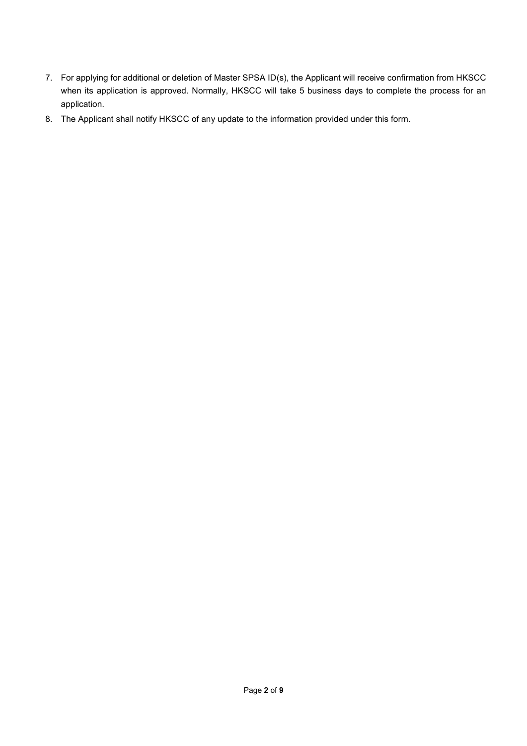7. For applying for additional or deletion of Master SPSA ID(s), the Applicant will receive confirmation from HKSCC when its application is approved. Normally, HKSCC will take 5 business days to complete the process for an application.
8. The Applicant shall notify HKSCC of any update to the information provided under this form.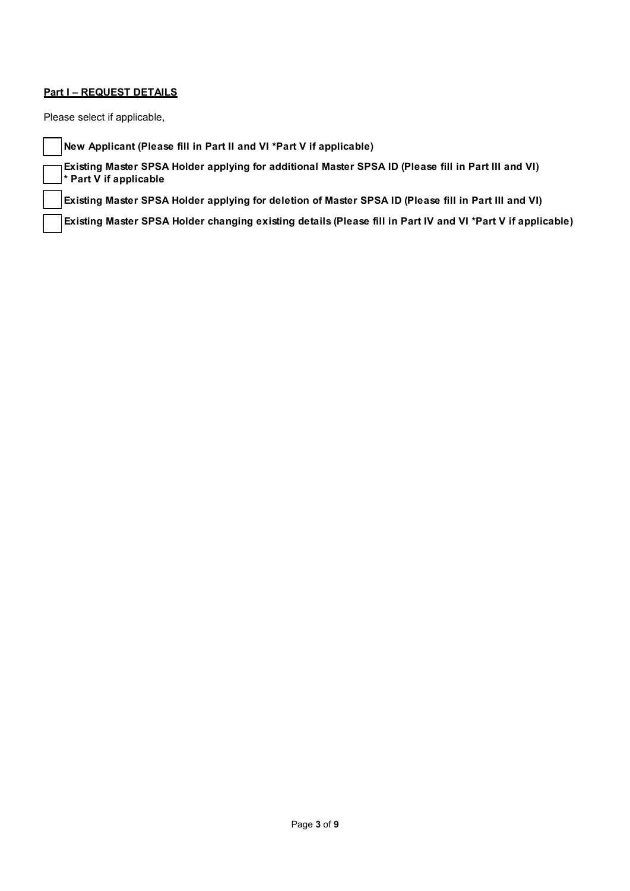**<u>Part I – REQUEST DETAILS</u>**

Please select if applicable,

- ☐ **New Applicant (Please fill in Part II and VI *Part V if applicable)**
- ☐ **Existing Master SPSA Holder applying for additional Master SPSA ID (Please fill in Part III and VI) * Part V if applicable**
- ☐ **Existing Master SPSA Holder applying for deletion of Master SPSA ID (Please fill in Part III and VI)**
- ☐ **Existing Master SPSA Holder changing existing details (Please fill in Part IV and VI *Part V if applicable)**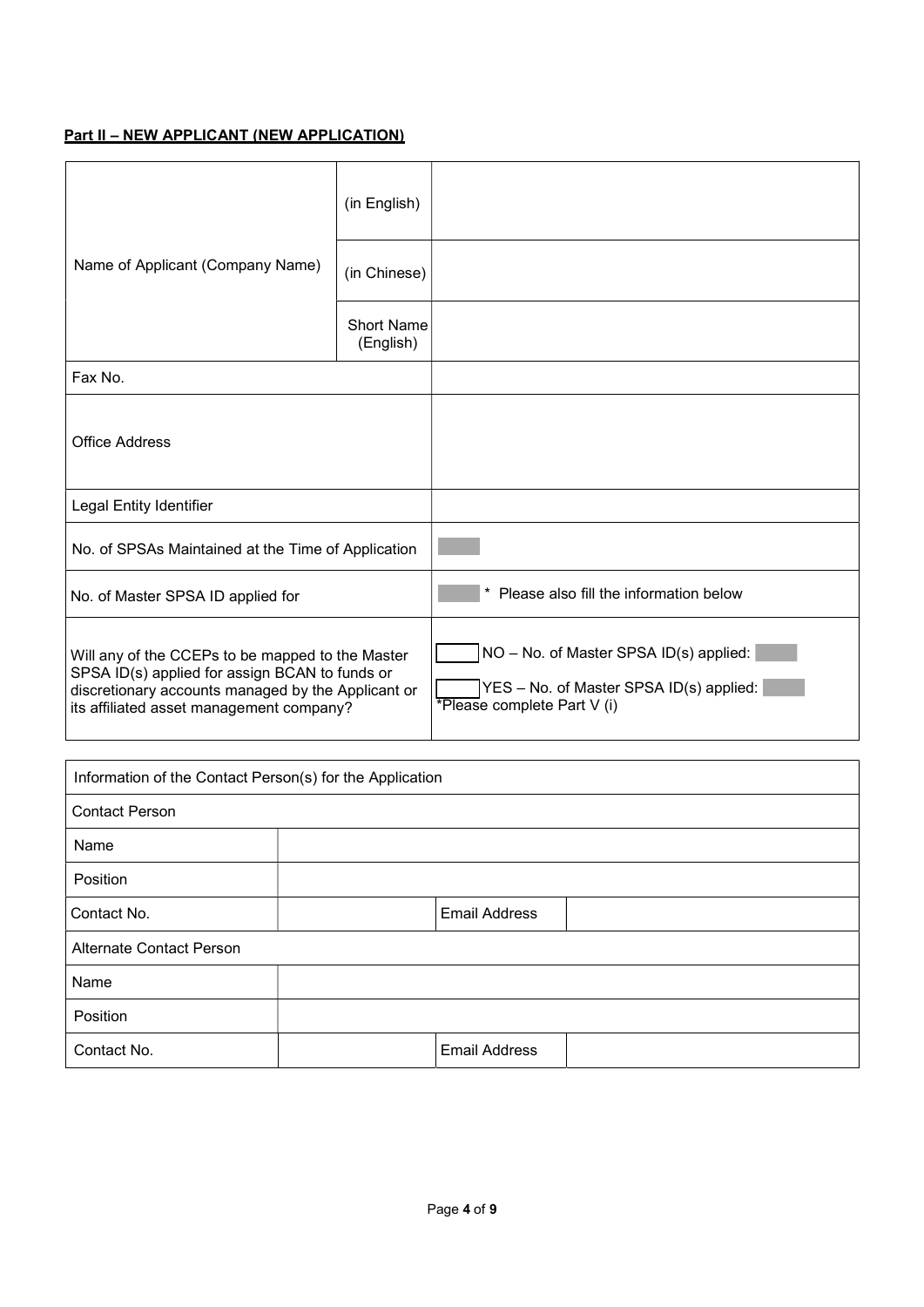**Part II – NEW APPLICANT (NEW APPLICATION)**

| | | |
|---|---|---|
| Name of Applicant (Company Name) | (in English) | |
| | (in Chinese) | |
| | Short Name (English) | |
| Fax No. | | |
| Office Address | | |
| Legal Entity Identifier | | |
| No. of SPSAs Maintained at the Time of Application | | |
| No. of Master SPSA ID applied for | | * Please also fill the information below |
| Will any of the CCEPs to be mapped to the Master SPSA ID(s) applied for assign BCAN to funds or discretionary accounts managed by the Applicant or its affiliated asset management company? | | ☐ NO – No. of Master SPSA ID(s) applied: <br> ☐ YES – No. of Master SPSA ID(s) applied: <br> *Please complete Part V (i) |

| Information of the Contact Person(s) for the Application | | | |
|---|---|---|---|
| Contact Person | | | |
| Name | | | |
| Position | | | |
| Contact No. | | Email Address | |
| Alternate Contact Person | | | |
| Name | | | |
| Position | | | |
| Contact No. | | Email Address | |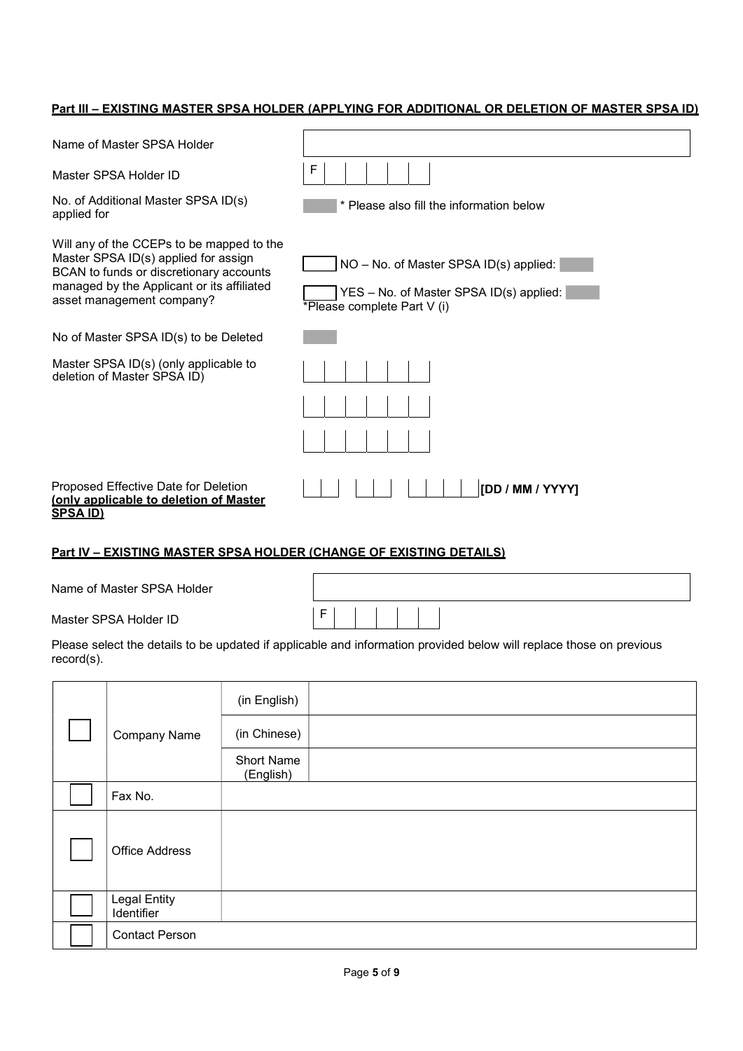## Part III – EXISTING MASTER SPSA HOLDER (APPLYING FOR ADDITIONAL OR DELETION OF MASTER SPSA ID)

| | |
|---|---|
| Name of Master SPSA Holder | |
| Master SPSA Holder ID | F |
| No. of Additional Master SPSA ID(s) applied for | * Please also fill the information below |
| Will any of the CCEPs to be mapped to the Master SPSA ID(s) applied for assign BCAN to funds or discretionary accounts managed by the Applicant or its affiliated asset management company? | NO – No. of Master SPSA ID(s) applied: <br> YES – No. of Master SPSA ID(s) applied: <br> *Please complete Part V (i) |
| No of Master SPSA ID(s) to be Deleted | |
| Master SPSA ID(s) (only applicable to deletion of Master SPSA ID) | |
| Proposed Effective Date for Deletion **(only applicable to deletion of Master SPSA ID)** | **[DD / MM / YYYY]** |

## Part IV – EXISTING MASTER SPSA HOLDER (CHANGE OF EXISTING DETAILS)

| | |
|---|---|
| Name of Master SPSA Holder | |
| Master SPSA Holder ID | F |

Please select the details to be updated if applicable and information provided below will replace those on previous record(s).

| | | | |
|---|---|---|---|
| ☐ | Company Name | (in English) | |
| | | (in Chinese) | |
| | | Short Name (English) | |
| ☐ | Fax No. | | |
| ☐ | Office Address | | |
| ☐ | Legal Entity Identifier | | |
| ☐ | Contact Person | | |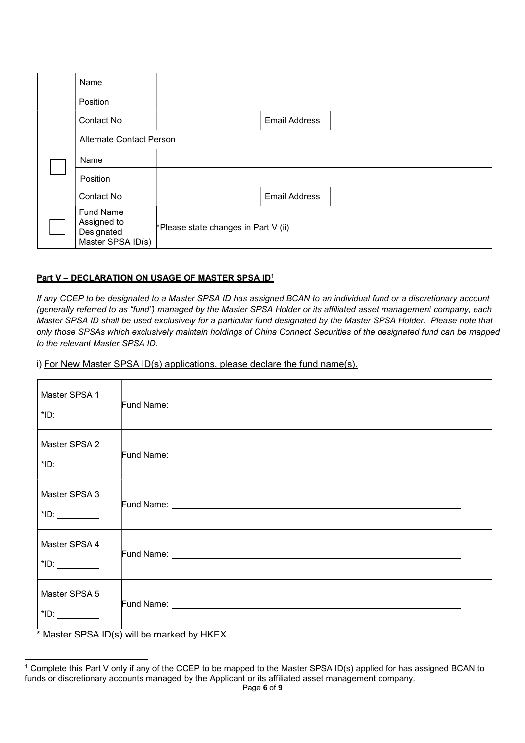| | | | | |
|---|---|---|---|---|
| | Name | | | |
| | Position | | | |
| | Contact No | | Email Address | |
| ☐ | Alternate Contact Person | | | |
| | Name | | | |
| | Position | | | |
| | Contact No | | Email Address | |
| ☐ | Fund Name Assigned to Designated Master SPSA ID(s) | *Please state changes in Part V (ii) | | |

**Part V – DECLARATION ON USAGE OF MASTER SPSA ID[1]**

*If any CCEP to be designated to a Master SPSA ID has assigned BCAN to an individual fund or a discretionary account (generally referred to as "fund") managed by the Master SPSA Holder or its affiliated asset management company, each Master SPSA ID shall be used exclusively for a particular fund designated by the Master SPSA Holder. Please note that only those SPSAs which exclusively maintain holdings of China Connect Securities of the designated fund can be mapped to the relevant Master SPSA ID.*

i) For New Master SPSA ID(s) applications, please declare the fund name(s).

| | |
|---|---|
| Master SPSA 1<br>*ID: __________ | Fund Name: ______________________________ |
| Master SPSA 2<br>*ID: __________ | Fund Name: ______________________________ |
| Master SPSA 3<br>*ID: __________ | Fund Name: ______________________________ |
| Master SPSA 4<br>*ID: __________ | Fund Name: ______________________________ |
| Master SPSA 5<br>*ID: __________ | Fund Name: ______________________________ |

\* Master SPSA ID(s) will be marked by HKEX

[1] Complete this Part V only if any of the CCEP to be mapped to the Master SPSA ID(s) applied for has assigned BCAN to funds or discretionary accounts managed by the Applicant or its affiliated asset management company.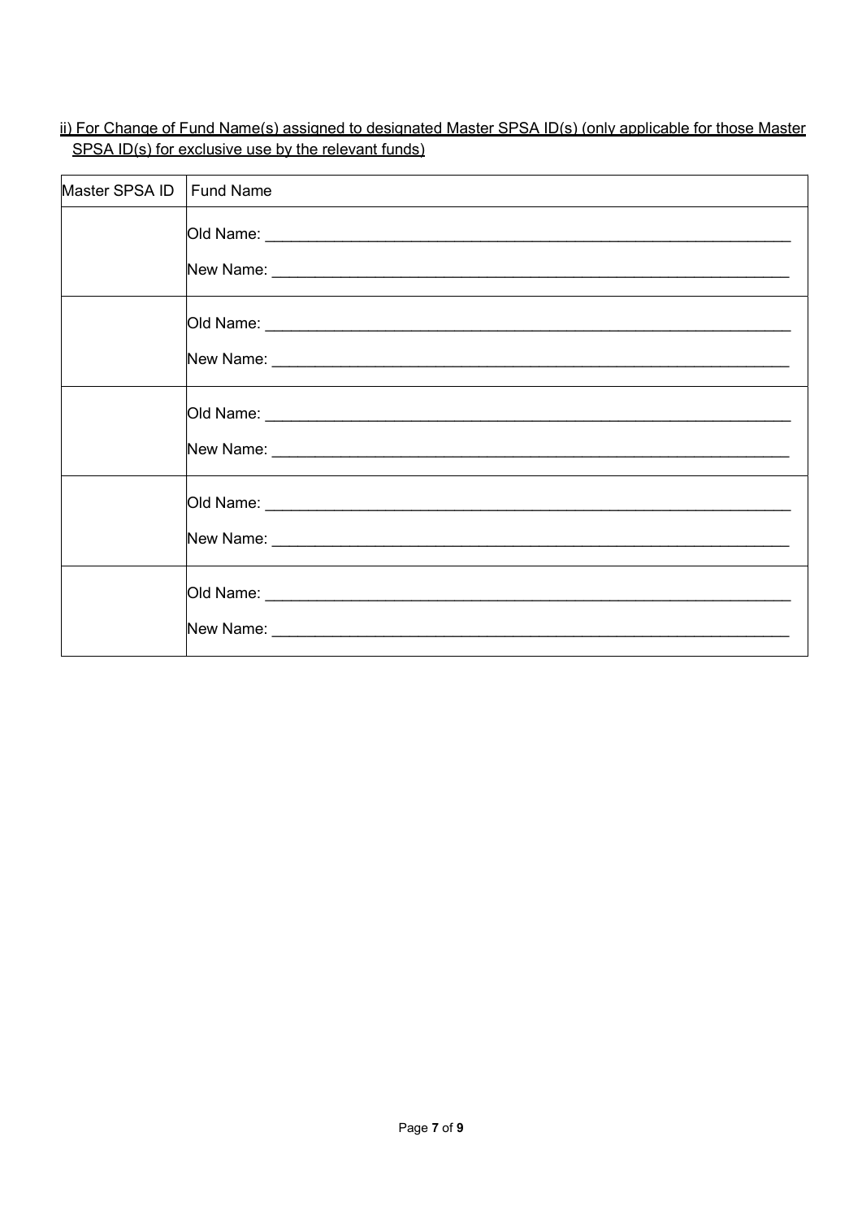<u>ii) For Change of Fund Name(s) assigned to designated Master SPSA ID(s) (only applicable for those Master SPSA ID(s) for exclusive use by the relevant funds)</u>

| Master SPSA ID | Fund Name |
|---|---|
| | Old Name: ______________________________<br>New Name: ______________________________ |
| | Old Name: ______________________________<br>New Name: ______________________________ |
| | Old Name: ______________________________<br>New Name: ______________________________ |
| | Old Name: ______________________________<br>New Name: ______________________________ |
| | Old Name: ______________________________<br>New Name: ______________________________ |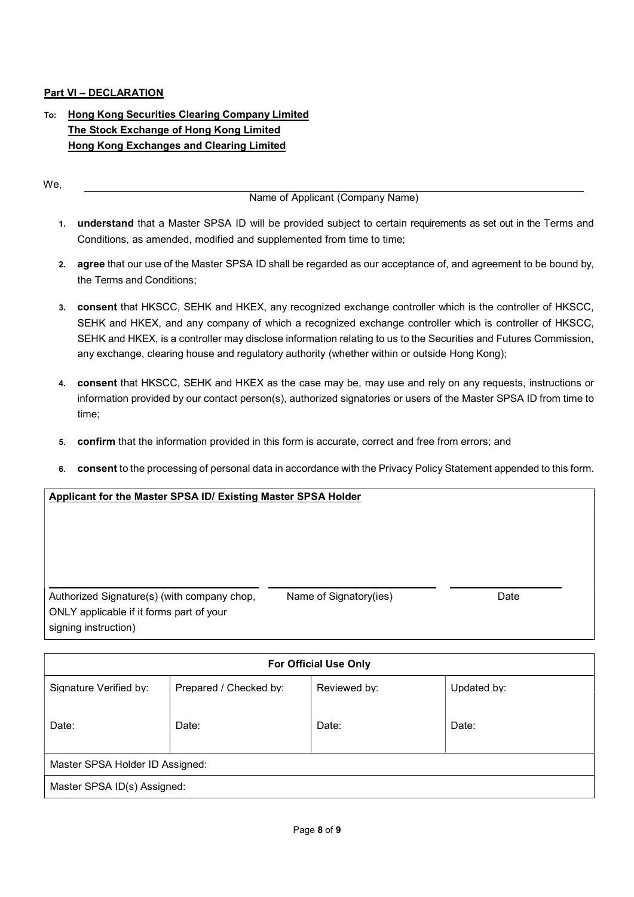## Part VI – DECLARATION

**To:** **Hong Kong Securities Clearing Company Limited**
**The Stock Exchange of Hong Kong Limited**
**Hong Kong Exchanges and Clearing Limited**

We, \_\_\_\_\_\_\_\_\_\_\_\_\_\_\_\_\_\_\_\_\_\_\_\_\_\_\_\_\_\_\_\_\_\_\_\_\_\_\_\_\_\_\_\_

Name of Applicant (Company Name)

1. **understand** that a Master SPSA ID will be provided subject to certain requirements as set out in the Terms and Conditions, as amended, modified and supplemented from time to time;
2. **agree** that our use of the Master SPSA ID shall be regarded as our acceptance of, and agreement to be bound by, the Terms and Conditions;
3. **consent** that HKSCC, SEHK and HKEX, any recognized exchange controller which is the controller of HKSCC, SEHK and HKEX, and any company of which a recognized exchange controller which is controller of HKSCC, SEHK and HKEX, is a controller may disclose information relating to us to the Securities and Futures Commission, any exchange, clearing house and regulatory authority (whether within or outside Hong Kong);
4. **consent** that HKSCC, SEHK and HKEX as the case may be, may use and rely on any requests, instructions or information provided by our contact person(s), authorized signatories or users of the Master SPSA ID from time to time;
5. **confirm** that the information provided in this form is accurate, correct and free from errors; and
6. **consent** to the processing of personal data in accordance with the Privacy Policy Statement appended to this form.

| **Applicant for the Master SPSA ID/ Existing Master SPSA Holder** | | |
|---|---|---|
| | | |
| Authorized Signature(s) (with company chop, ONLY applicable if it forms part of your signing instruction) | Name of Signatory(ies) | Date |

| **For Official Use Only** | | | |
|---|---|---|---|
| Signature Verified by:<br><br>Date: | Prepared / Checked by:<br><br>Date: | Reviewed by:<br><br>Date: | Updated by:<br><br>Date: |
| Master SPSA Holder ID Assigned: | | | |
| Master SPSA ID(s) Assigned: | | | |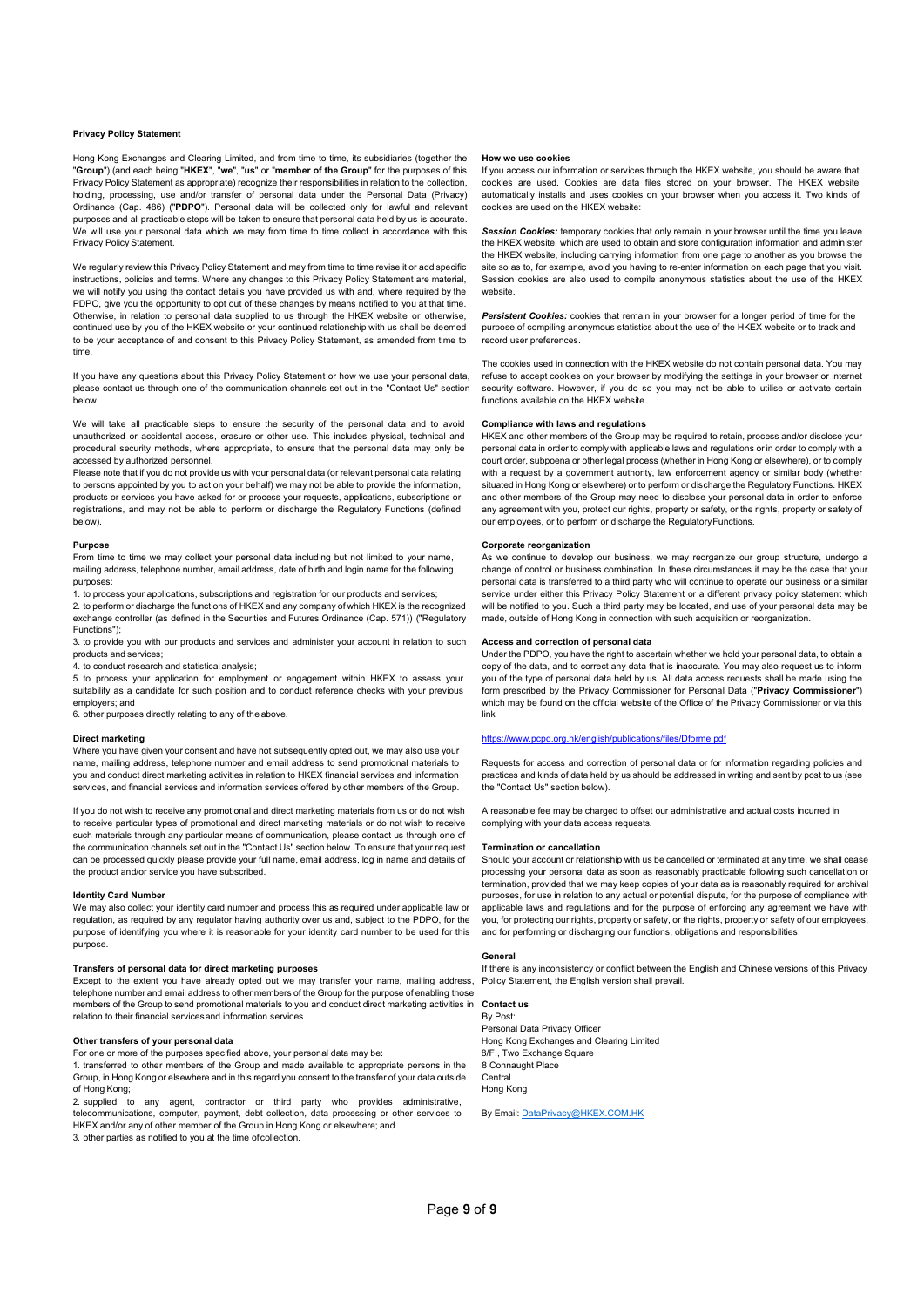## Privacy Policy Statement

Hong Kong Exchanges and Clearing Limited, and from time to time, its subsidiaries (together the "**Group**") (and each being "**HKEX**", "**we**", "**us**" or "**member of the Group**" for the purposes of this Privacy Policy Statement as appropriate) recognize their responsibilities in relation to the collection, holding, processing, use and/or transfer of personal data under the Personal Data (Privacy) Ordinance (Cap. 486) ("**PDPO**"). Personal data will be collected only for lawful and relevant purposes and all practicable steps will be taken to ensure that personal data held by us is accurate. We will use your personal data which we may from time to time collect in accordance with this Privacy Policy Statement.

We regularly review this Privacy Policy Statement and may from time to time revise it or add specific instructions, policies and terms. Where any changes to this Privacy Policy Statement are material, we will notify you using the contact details you have provided us with and, where required by the PDPO, give you the opportunity to opt out of these changes by means notified to you at that time. Otherwise, in relation to personal data supplied to us through the HKEX website or otherwise, continued use by you of the HKEX website or your continued relationship with us shall be deemed to be your acceptance of and consent to this Privacy Policy Statement, as amended from time to time.

If you have any questions about this Privacy Policy Statement or how we use your personal data, please contact us through one of the communication channels set out in the "Contact Us" section below.

We will take all practicable steps to ensure the security of the personal data and to avoid unauthorized or accidental access, erasure or other use. This includes physical, technical and procedural security methods, where appropriate, to ensure that the personal data may only be accessed by authorized personnel.

Please note that if you do not provide us with your personal data (or relevant personal data relating to persons appointed by you to act on your behalf) we may not be able to provide the information, products or services you have asked for or process your requests, applications, subscriptions or registrations, and may not be able to perform or discharge the Regulatory Functions (defined below).

### Purpose

From time to time we may collect your personal data including but not limited to your name, mailing address, telephone number, email address, date of birth and login name for the following purposes:

1. to process your applications, subscriptions and registration for our products and services;
2. to perform or discharge the functions of HKEX and any company of which HKEX is the recognized exchange controller (as defined in the Securities and Futures Ordinance (Cap. 571)) ("Regulatory Functions");
3. to provide you with our products and services and administer your account in relation to such products and services;
4. to conduct research and statistical analysis;
5. to process your application for employment or engagement within HKEX to assess your suitability as a candidate for such position and to conduct reference checks with your previous employers; and
6. other purposes directly relating to any of the above.

### Direct marketing

Where you have given your consent and have not subsequently opted out, we may also use your name, mailing address, telephone number and email address to send promotional materials to you and conduct direct marketing activities in relation to HKEX financial services and information services, and financial services and information services offered by other members of the Group.

If you do not wish to receive any promotional and direct marketing materials from us or do not wish to receive particular types of promotional and direct marketing materials or do not wish to receive such materials through any particular means of communication, please contact us through one of the communication channels set out in the "Contact Us" section below. To ensure that your request can be processed quickly please provide your full name, email address, log in name and details of the product and/or service you have subscribed.

### Identity Card Number

We may also collect your identity card number and process this as required under applicable law or regulation, as required by any regulator having authority over us and, subject to the PDPO, for the purpose of identifying you where it is reasonable for your identity card number to be used for this purpose.

### Transfers of personal data for direct marketing purposes

Except to the extent you have already opted out we may transfer your name, mailing address, telephone number and email address to other members of the Group for the purpose of enabling those members of the Group to send promotional materials to you and conduct direct marketing activities in relation to their financial services and information services.

### Other transfers of your personal data

For one or more of the purposes specified above, your personal data may be:

1. transferred to other members of the Group and made available to appropriate persons in the Group, in Hong Kong or elsewhere and in this regard you consent to the transfer of your data outside of Hong Kong;
2. supplied to any agent, contractor or third party who provides administrative, telecommunications, computer, payment, debt collection, data processing or other services to HKEX and/or any of other member of the Group in Hong Kong or elsewhere; and
3. other parties as notified to you at the time of collection.

### How we use cookies

If you access our information or services through the HKEX website, you should be aware that cookies are used. Cookies are data files stored on your browser. The HKEX website automatically installs and uses cookies on your browser when you access it. Two kinds of cookies are used on the HKEX website:

***Session Cookies:*** temporary cookies that only remain in your browser until the time you leave the HKEX website, which are used to obtain and store configuration information and administer the HKEX website, including carrying information from one page to another as you browse the site so as to, for example, avoid you having to re-enter information on each page that you visit. Session cookies are also used to compile anonymous statistics about the use of the HKEX website.

***Persistent Cookies:*** cookies that remain in your browser for a longer period of time for the purpose of compiling anonymous statistics about the use of the HKEX website or to track and record user preferences.

The cookies used in connection with the HKEX website do not contain personal data. You may refuse to accept cookies on your browser by modifying the settings in your browser or internet security software. However, if you do so you may not be able to utilise or activate certain functions available on the HKEX website.

### Compliance with laws and regulations

HKEX and other members of the Group may be required to retain, process and/or disclose your personal data in order to comply with applicable laws and regulations or in order to comply with a court order, subpoena or other legal process (whether in Hong Kong or elsewhere), or to comply with a request by a government authority, law enforcement agency or similar body (whether situated in Hong Kong or elsewhere) or to perform or discharge the Regulatory Functions. HKEX and other members of the Group may need to disclose your personal data in order to enforce any agreement with you, protect our rights, property or safety, or the rights, property or safety of our employees, or to perform or discharge the Regulatory Functions.

### Corporate reorganization

As we continue to develop our business, we may reorganize our group structure, undergo a change of control or business combination. In these circumstances it may be the case that your personal data is transferred to a third party who will continue to operate our business or a similar service under either this Privacy Policy Statement or a different privacy policy statement which will be notified to you. Such a third party may be located, and use of your personal data may be made, outside of Hong Kong in connection with such acquisition or reorganization.

### Access and correction of personal data

Under the PDPO, you have the right to ascertain whether we hold your personal data, to obtain a copy of the data, and to correct any data that is inaccurate. You may also request us to inform you of the type of personal data held by us. All data access requests shall be made using the form prescribed by the Privacy Commissioner for Personal Data ("**Privacy Commissioner**") which may be found on the official website of the Office of the Privacy Commissioner or via this link

https://www.pcpd.org.hk/english/publications/files/Dforme.pdf

Requests for access and correction of personal data or for information regarding policies and practices and kinds of data held by us should be addressed in writing and sent by post to us (see the "Contact Us" section below).

A reasonable fee may be charged to offset our administrative and actual costs incurred in complying with your data access requests.

### Termination or cancellation

Should your account or relationship with us be cancelled or terminated at any time, we shall cease processing your personal data as soon as reasonably practicable following such cancellation or termination, provided that we may keep copies of your data as is reasonably required for archival purposes, for use in relation to any actual or potential dispute, for the purpose of compliance with applicable laws and regulations and for the purpose of enforcing any agreement we have with you, for protecting our rights, property or safety, or the rights, property or safety of our employees, and for performing or discharging our functions, obligations and responsibilities.

### General

If there is any inconsistency or conflict between the English and Chinese versions of this Privacy Policy Statement, the English version shall prevail.

### Contact us

By Post:
Personal Data Privacy Officer
Hong Kong Exchanges and Clearing Limited
8/F., Two Exchange Square
8 Connaught Place
Central
Hong Kong

By Email: DataPrivacy@HKEX.COM.HK